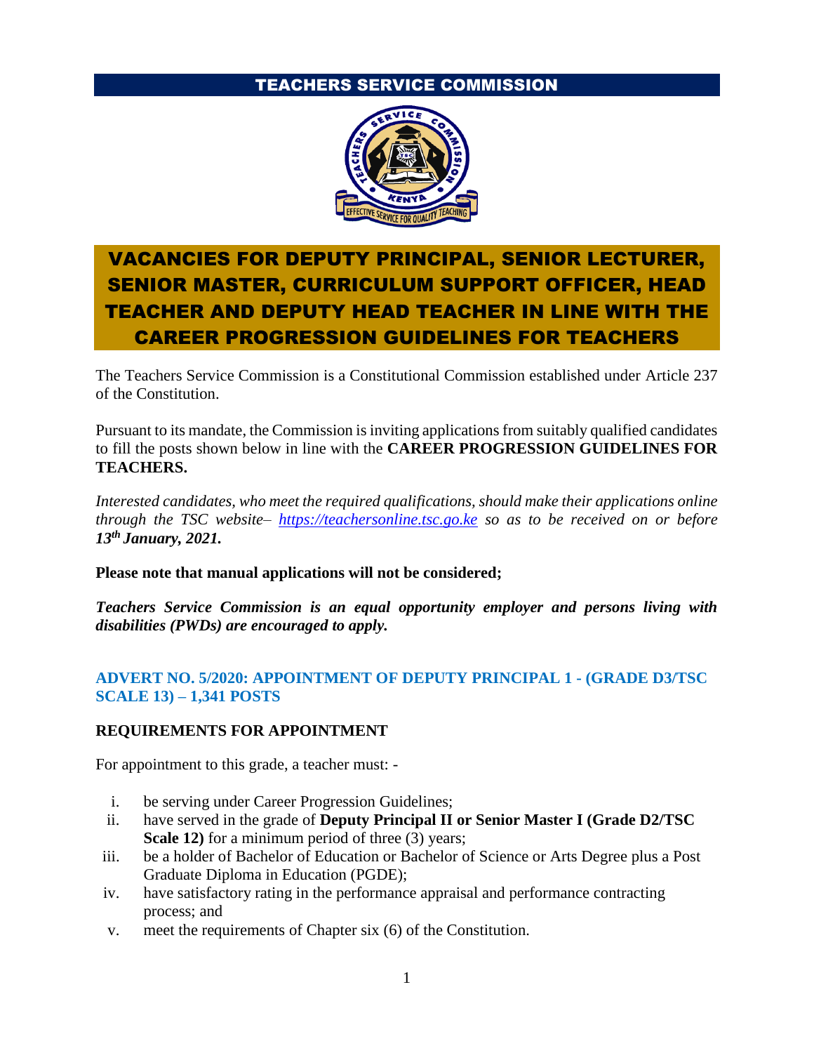# TEACHERS SERVICE COMMISSION

# VACANCIES FOR DEPUTY PRINCIPAL, SENIOR LECTURER, SENIOR MASTER, CURRICULUM SUPPORT OFFICER, HEAD TEACHER AND DEPUTY HEAD TEACHER IN LINE WITH THE CAREER PROGRESSION GUIDELINES FOR TEACHERS

The Teachers Service Commission is a Constitutional Commission established under Article 237 of the Constitution.

Pursuant to its mandate, the Commission is inviting applications from suitably qualified candidates to fill the posts shown below in line with the **CAREER PROGRESSION GUIDELINES FOR TEACHERS.**

*Interested candidates, who meet the required qualifications, should make their applications online through the TSC website– [https://teachersonline.tsc.go.ke](https://teachersonline.tsc.go.ke) so as to be received on or before **13th January, 2021.***

**Please note that manual applications will not be considered;**

***Teachers Service Commission is an equal opportunity employer and persons living with disabilities (PWDs) are encouraged to apply.***

## ADVERT NO. 5/2020: APPOINTMENT OF DEPUTY PRINCIPAL 1 - (GRADE D3/TSC SCALE 13) – 1,341 POSTS

### REQUIREMENTS FOR APPOINTMENT

For appointment to this grade, a teacher must: -

i. be serving under Career Progression Guidelines;
ii. have served in the grade of **Deputy Principal II or Senior Master I (Grade D2/TSC Scale 12)** for a minimum period of three (3) years;
iii. be a holder of Bachelor of Education or Bachelor of Science or Arts Degree plus a Post Graduate Diploma in Education (PGDE);
iv. have satisfactory rating in the performance appraisal and performance contracting process; and
v. meet the requirements of Chapter six (6) of the Constitution.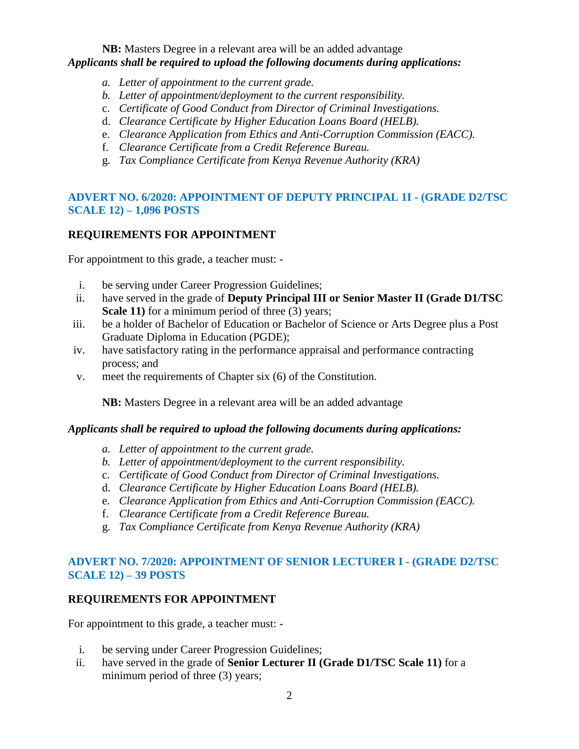**NB:** Masters Degree in a relevant area will be an added advantage

***Applicants shall be required to upload the following documents during applications:***

a. *Letter of appointment to the current grade.*
b. *Letter of appointment/deployment to the current responsibility.*
c. *Certificate of Good Conduct from Director of Criminal Investigations.*
d. *Clearance Certificate by Higher Education Loans Board (HELB).*
e. *Clearance Application from Ethics and Anti-Corruption Commission (EACC).*
f. *Clearance Certificate from a Credit Reference Bureau.*
g. *Tax Compliance Certificate from Kenya Revenue Authority (KRA)*

## ADVERT NO. 6/2020: APPOINTMENT OF DEPUTY PRINCIPAL 1I - (GRADE D2/TSC SCALE 12) – 1,096 POSTS

### REQUIREMENTS FOR APPOINTMENT

For appointment to this grade, a teacher must: -

i. be serving under Career Progression Guidelines;
ii. have served in the grade of **Deputy Principal III or Senior Master II (Grade D1/TSC Scale 11)** for a minimum period of three (3) years;
iii. be a holder of Bachelor of Education or Bachelor of Science or Arts Degree plus a Post Graduate Diploma in Education (PGDE);
iv. have satisfactory rating in the performance appraisal and performance contracting process; and
v. meet the requirements of Chapter six (6) of the Constitution.

**NB:** Masters Degree in a relevant area will be an added advantage

***Applicants shall be required to upload the following documents during applications:***

a. *Letter of appointment to the current grade.*
b. *Letter of appointment/deployment to the current responsibility.*
c. *Certificate of Good Conduct from Director of Criminal Investigations.*
d. *Clearance Certificate by Higher Education Loans Board (HELB).*
e. *Clearance Application from Ethics and Anti-Corruption Commission (EACC).*
f. *Clearance Certificate from a Credit Reference Bureau.*
g. *Tax Compliance Certificate from Kenya Revenue Authority (KRA)*

## ADVERT NO. 7/2020: APPOINTMENT OF SENIOR LECTURER I - (GRADE D2/TSC SCALE 12) – 39 POSTS

### REQUIREMENTS FOR APPOINTMENT

For appointment to this grade, a teacher must: -

i. be serving under Career Progression Guidelines;
ii. have served in the grade of **Senior Lecturer II (Grade D1/TSC Scale 11)** for a minimum period of three (3) years;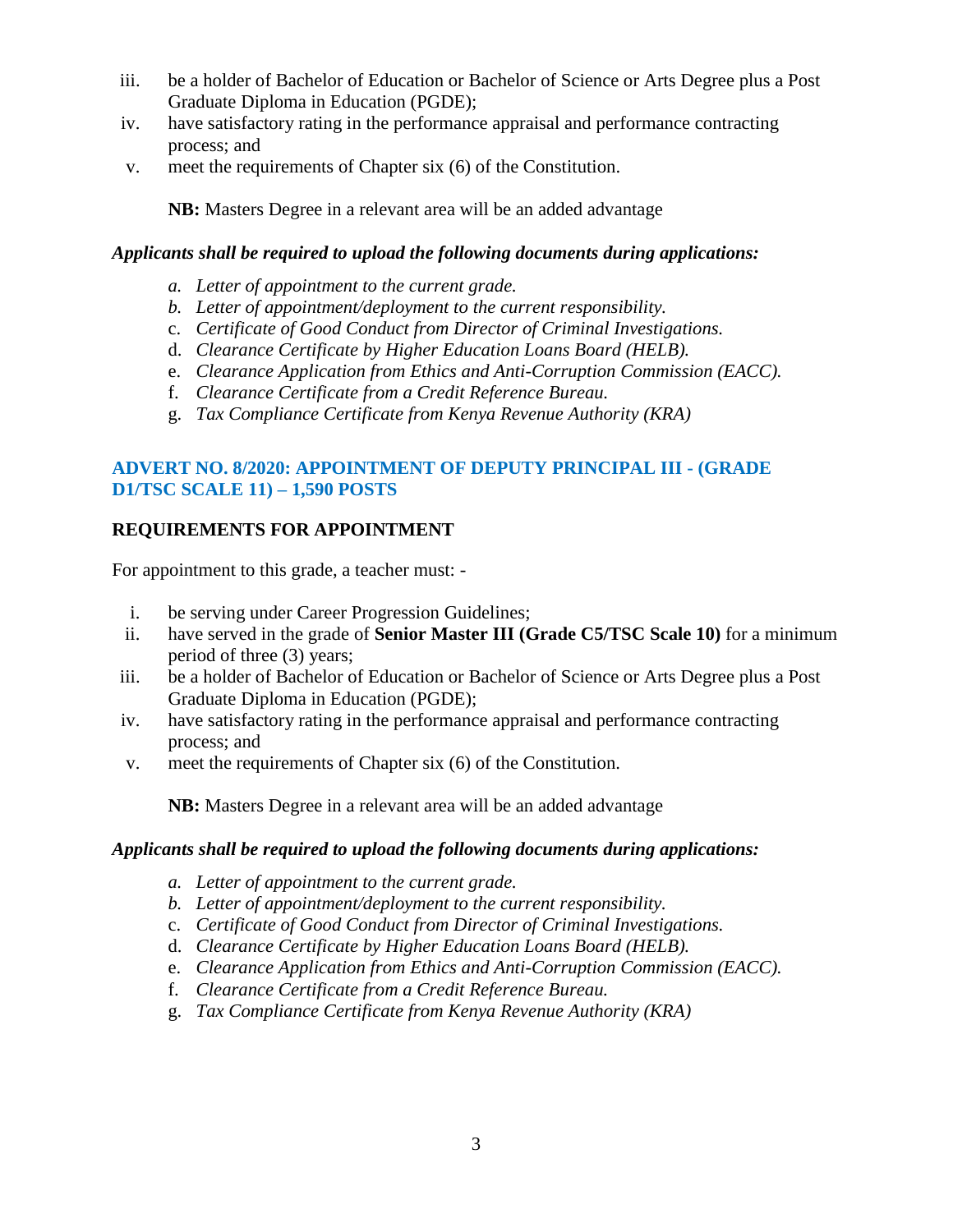iii. be a holder of Bachelor of Education or Bachelor of Science or Arts Degree plus a Post Graduate Diploma in Education (PGDE);
iv. have satisfactory rating in the performance appraisal and performance contracting process; and
v. meet the requirements of Chapter six (6) of the Constitution.

**NB:** Masters Degree in a relevant area will be an added advantage

***Applicants shall be required to upload the following documents during applications:***

*a. Letter of appointment to the current grade.*
*b. Letter of appointment/deployment to the current responsibility.*
c. *Certificate of Good Conduct from Director of Criminal Investigations.*
d. *Clearance Certificate by Higher Education Loans Board (HELB).*
e. *Clearance Application from Ethics and Anti-Corruption Commission (EACC).*
f. *Clearance Certificate from a Credit Reference Bureau.*
g. *Tax Compliance Certificate from Kenya Revenue Authority (KRA)*

## ADVERT NO. 8/2020: APPOINTMENT OF DEPUTY PRINCIPAL III - (GRADE D1/TSC SCALE 11) – 1,590 POSTS

### REQUIREMENTS FOR APPOINTMENT

For appointment to this grade, a teacher must: -

i. be serving under Career Progression Guidelines;
ii. have served in the grade of **Senior Master III (Grade C5/TSC Scale 10)** for a minimum period of three (3) years;
iii. be a holder of Bachelor of Education or Bachelor of Science or Arts Degree plus a Post Graduate Diploma in Education (PGDE);
iv. have satisfactory rating in the performance appraisal and performance contracting process; and
v. meet the requirements of Chapter six (6) of the Constitution.

**NB:** Masters Degree in a relevant area will be an added advantage

***Applicants shall be required to upload the following documents during applications:***

*a. Letter of appointment to the current grade.*
*b. Letter of appointment/deployment to the current responsibility.*
c. *Certificate of Good Conduct from Director of Criminal Investigations.*
d. *Clearance Certificate by Higher Education Loans Board (HELB).*
e. *Clearance Application from Ethics and Anti-Corruption Commission (EACC).*
f. *Clearance Certificate from a Credit Reference Bureau.*
g. *Tax Compliance Certificate from Kenya Revenue Authority (KRA)*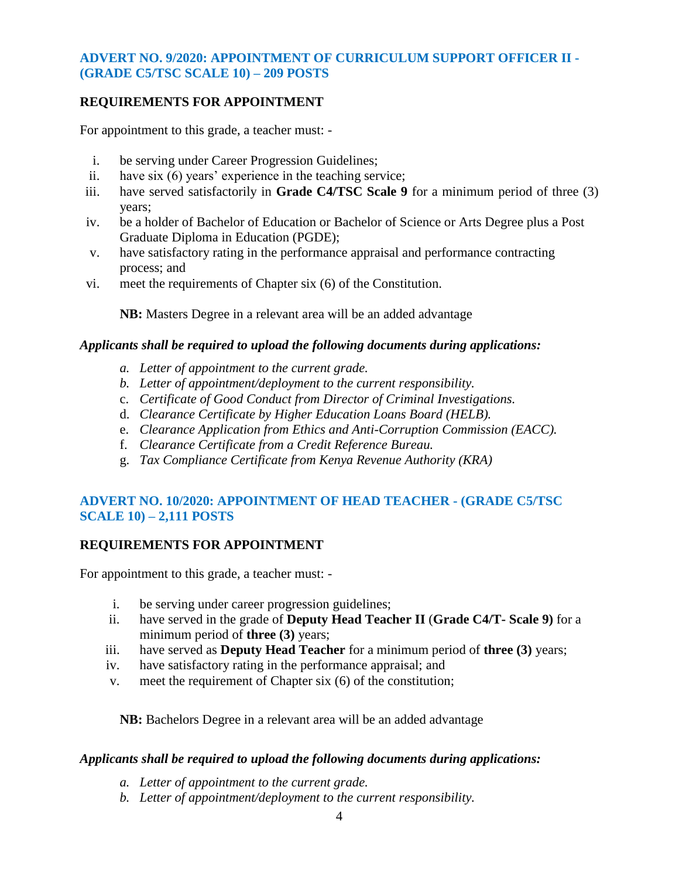## ADVERT NO. 9/2020: APPOINTMENT OF CURRICULUM SUPPORT OFFICER II - (GRADE C5/TSC SCALE 10) – 209 POSTS

### REQUIREMENTS FOR APPOINTMENT

For appointment to this grade, a teacher must: -

i. be serving under Career Progression Guidelines;
ii. have six (6) years' experience in the teaching service;
iii. have served satisfactorily in **Grade C4/TSC Scale 9** for a minimum period of three (3) years;
iv. be a holder of Bachelor of Education or Bachelor of Science or Arts Degree plus a Post Graduate Diploma in Education (PGDE);
v. have satisfactory rating in the performance appraisal and performance contracting process; and
vi. meet the requirements of Chapter six (6) of the Constitution.

**NB:** Masters Degree in a relevant area will be an added advantage

***Applicants shall be required to upload the following documents during applications:***

a. *Letter of appointment to the current grade.*
b. *Letter of appointment/deployment to the current responsibility.*
c. *Certificate of Good Conduct from Director of Criminal Investigations.*
d. *Clearance Certificate by Higher Education Loans Board (HELB).*
e. *Clearance Application from Ethics and Anti-Corruption Commission (EACC).*
f. *Clearance Certificate from a Credit Reference Bureau.*
g. *Tax Compliance Certificate from Kenya Revenue Authority (KRA)*

## ADVERT NO. 10/2020: APPOINTMENT OF HEAD TEACHER - (GRADE C5/TSC SCALE 10) – 2,111 POSTS

### REQUIREMENTS FOR APPOINTMENT

For appointment to this grade, a teacher must: -

i. be serving under career progression guidelines;
ii. have served in the grade of **Deputy Head Teacher II** (**Grade C4/T- Scale 9)** for a minimum period of **three (3)** years;
iii. have served as **Deputy Head Teacher** for a minimum period of **three (3)** years;
iv. have satisfactory rating in the performance appraisal; and
v. meet the requirement of Chapter six (6) of the constitution;

**NB:** Bachelors Degree in a relevant area will be an added advantage

***Applicants shall be required to upload the following documents during applications:***

a. *Letter of appointment to the current grade.*
b. *Letter of appointment/deployment to the current responsibility.*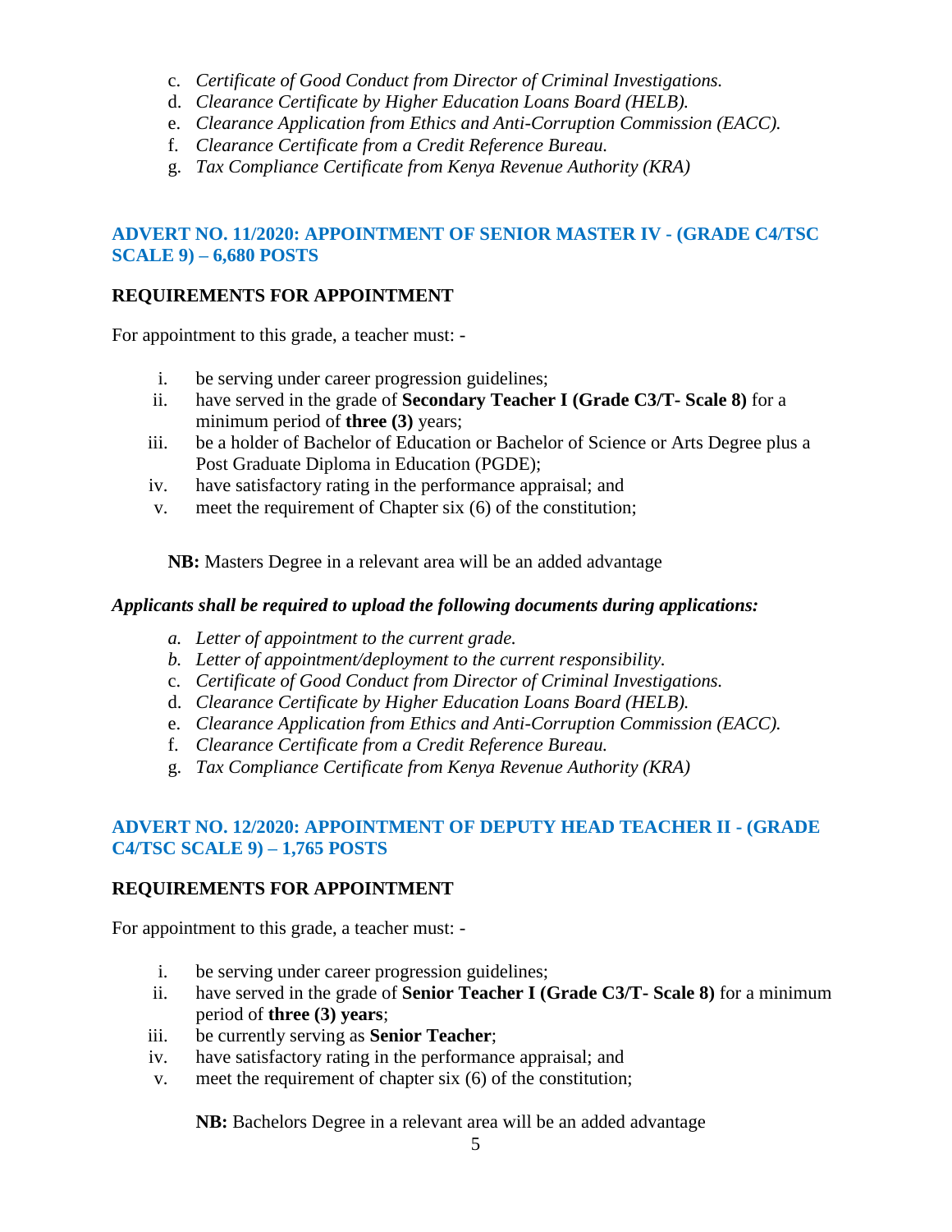c. *Certificate of Good Conduct from Director of Criminal Investigations.*
d. *Clearance Certificate by Higher Education Loans Board (HELB).*
e. *Clearance Application from Ethics and Anti-Corruption Commission (EACC).*
f. *Clearance Certificate from a Credit Reference Bureau.*
g. *Tax Compliance Certificate from Kenya Revenue Authority (KRA)*

## ADVERT NO. 11/2020: APPOINTMENT OF SENIOR MASTER IV - (GRADE C4/TSC SCALE 9) – 6,680 POSTS

### REQUIREMENTS FOR APPOINTMENT

For appointment to this grade, a teacher must: -

i. be serving under career progression guidelines;
ii. have served in the grade of **Secondary Teacher I (Grade C3/T- Scale 8)** for a minimum period of **three (3)** years;
iii. be a holder of Bachelor of Education or Bachelor of Science or Arts Degree plus a Post Graduate Diploma in Education (PGDE);
iv. have satisfactory rating in the performance appraisal; and
v. meet the requirement of Chapter six (6) of the constitution;

**NB:** Masters Degree in a relevant area will be an added advantage

***Applicants shall be required to upload the following documents during applications:***

a. *Letter of appointment to the current grade.*
b. *Letter of appointment/deployment to the current responsibility.*
c. *Certificate of Good Conduct from Director of Criminal Investigations.*
d. *Clearance Certificate by Higher Education Loans Board (HELB).*
e. *Clearance Application from Ethics and Anti-Corruption Commission (EACC).*
f. *Clearance Certificate from a Credit Reference Bureau.*
g. *Tax Compliance Certificate from Kenya Revenue Authority (KRA)*

## ADVERT NO. 12/2020: APPOINTMENT OF DEPUTY HEAD TEACHER II - (GRADE C4/TSC SCALE 9) – 1,765 POSTS

### REQUIREMENTS FOR APPOINTMENT

For appointment to this grade, a teacher must: -

i. be serving under career progression guidelines;
ii. have served in the grade of **Senior Teacher I (Grade C3/T- Scale 8)** for a minimum period of **three (3) years**;
iii. be currently serving as **Senior Teacher**;
iv. have satisfactory rating in the performance appraisal; and
v. meet the requirement of chapter six (6) of the constitution;

**NB:** Bachelors Degree in a relevant area will be an added advantage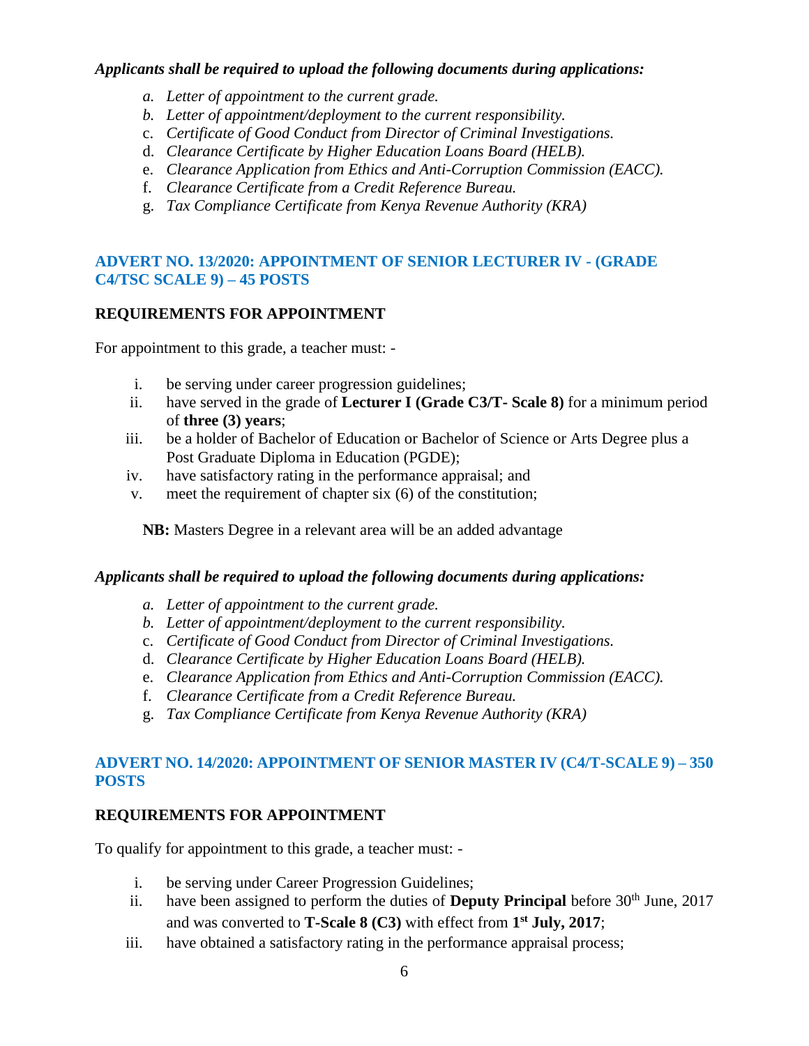***Applicants shall be required to upload the following documents during applications:***

- *a. Letter of appointment to the current grade.*
- *b. Letter of appointment/deployment to the current responsibility.*
- c. *Certificate of Good Conduct from Director of Criminal Investigations.*
- d. *Clearance Certificate by Higher Education Loans Board (HELB).*
- e. *Clearance Application from Ethics and Anti-Corruption Commission (EACC).*
- f. *Clearance Certificate from a Credit Reference Bureau.*
- g. *Tax Compliance Certificate from Kenya Revenue Authority (KRA)*

## ADVERT NO. 13/2020: APPOINTMENT OF SENIOR LECTURER IV - (GRADE C4/TSC SCALE 9) – 45 POSTS

### REQUIREMENTS FOR APPOINTMENT

For appointment to this grade, a teacher must: -

- i. be serving under career progression guidelines;
- ii. have served in the grade of **Lecturer I (Grade C3/T- Scale 8)** for a minimum period of **three (3) years**;
- iii. be a holder of Bachelor of Education or Bachelor of Science or Arts Degree plus a Post Graduate Diploma in Education (PGDE);
- iv. have satisfactory rating in the performance appraisal; and
- v. meet the requirement of chapter six (6) of the constitution;

**NB:** Masters Degree in a relevant area will be an added advantage

***Applicants shall be required to upload the following documents during applications:***

- *a. Letter of appointment to the current grade.*
- *b. Letter of appointment/deployment to the current responsibility.*
- c. *Certificate of Good Conduct from Director of Criminal Investigations.*
- d. *Clearance Certificate by Higher Education Loans Board (HELB).*
- e. *Clearance Application from Ethics and Anti-Corruption Commission (EACC).*
- f. *Clearance Certificate from a Credit Reference Bureau.*
- g. *Tax Compliance Certificate from Kenya Revenue Authority (KRA)*

## ADVERT NO. 14/2020: APPOINTMENT OF SENIOR MASTER IV (C4/T-SCALE 9) – 350 POSTS

### REQUIREMENTS FOR APPOINTMENT

To qualify for appointment to this grade, a teacher must: -

- i. be serving under Career Progression Guidelines;
- ii. have been assigned to perform the duties of **Deputy Principal** before 30th June, 2017 and was converted to **T-Scale 8 (C3)** with effect from **1st July, 2017**;
- iii. have obtained a satisfactory rating in the performance appraisal process;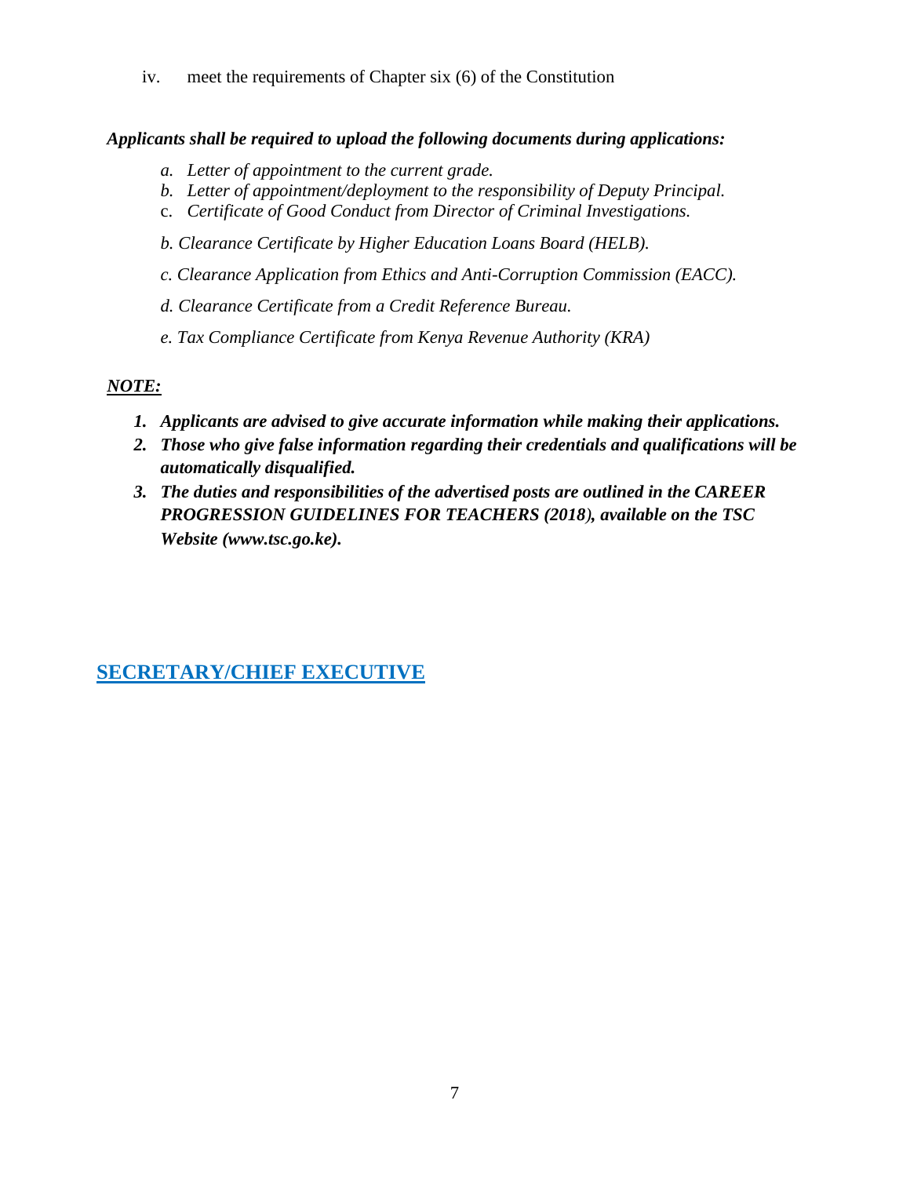iv. meet the requirements of Chapter six (6) of the Constitution

***Applicants shall be required to upload the following documents during applications:***

- *a. Letter of appointment to the current grade.*
- *b. Letter of appointment/deployment to the responsibility of Deputy Principal.*
- c. *Certificate of Good Conduct from Director of Criminal Investigations.*
- *b. Clearance Certificate by Higher Education Loans Board (HELB).*
- *c. Clearance Application from Ethics and Anti-Corruption Commission (EACC).*
- *d. Clearance Certificate from a Credit Reference Bureau.*
- *e. Tax Compliance Certificate from Kenya Revenue Authority (KRA)*

***NOTE:***

1. ***Applicants are advised to give accurate information while making their applications.***
2. ***Those who give false information regarding their credentials and qualifications will be automatically disqualified.***
3. ***The duties and responsibilities of the advertised posts are outlined in the CAREER PROGRESSION GUIDELINES FOR TEACHERS (2018), available on the TSC Website (www.tsc.go.ke).***

**SECRETARY/CHIEF EXECUTIVE**